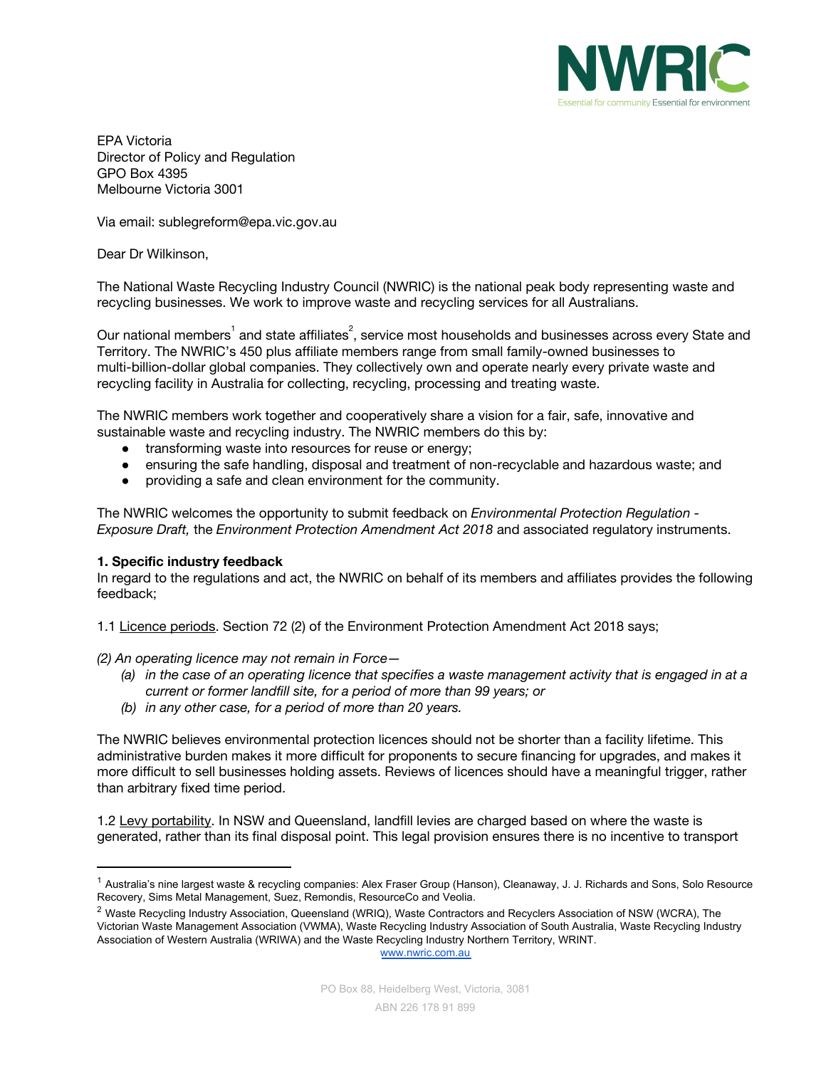EPA Victoria
Director of Policy and Regulation
GPO Box 4395
Melbourne Victoria 3001

Via email: sublegreform@epa.vic.gov.au

Dear Dr Wilkinson,

The National Waste Recycling Industry Council (NWRIC) is the national peak body representing waste and recycling businesses. We work to improve waste and recycling services for all Australians.

Our national members[1] and state affiliates[2], service most households and businesses across every State and Territory. The NWRIC's 450 plus affiliate members range from small family-owned businesses to multi-billion-dollar global companies. They collectively own and operate nearly every private waste and recycling facility in Australia for collecting, recycling, processing and treating waste.

The NWRIC members work together and cooperatively share a vision for a fair, safe, innovative and sustainable waste and recycling industry. The NWRIC members do this by:

- transforming waste into resources for reuse or energy;
- ensuring the safe handling, disposal and treatment of non-recyclable and hazardous waste; and
- providing a safe and clean environment for the community.

The NWRIC welcomes the opportunity to submit feedback on *Environmental Protection Regulation - Exposure Draft,* the *Environment Protection Amendment Act 2018* and associated regulatory instruments.

**1. Specific industry feedback**

In regard to the regulations and act, the NWRIC on behalf of its members and affiliates provides the following feedback;

1.1 Licence periods. Section 72 (2) of the Environment Protection Amendment Act 2018 says;

*(2) An operating licence may not remain in Force—*

- *(a) in the case of an operating licence that specifies a waste management activity that is engaged in at a current or former landfill site, for a period of more than 99 years; or*
- *(b) in any other case, for a period of more than 20 years.*

The NWRIC believes environmental protection licences should not be shorter than a facility lifetime. This administrative burden makes it more difficult for proponents to secure financing for upgrades, and makes it more difficult to sell businesses holding assets. Reviews of licences should have a meaningful trigger, rather than arbitrary fixed time period.

1.2 Levy portability. In NSW and Queensland, landfill levies are charged based on where the waste is generated, rather than its final disposal point. This legal provision ensures there is no incentive to transport

---

[1] Australia's nine largest waste & recycling companies: Alex Fraser Group (Hanson), Cleanaway, J. J. Richards and Sons, Solo Resource Recovery, Sims Metal Management, Suez, Remondis, ResourceCo and Veolia.

[2] Waste Recycling Industry Association, Queensland (WRIQ), Waste Contractors and Recyclers Association of NSW (WCRA), The Victorian Waste Management Association (VWMA), Waste Recycling Industry Association of South Australia, Waste Recycling Industry Association of Western Australia (WRIWA) and the Waste Recycling Industry Northern Territory, WRINT.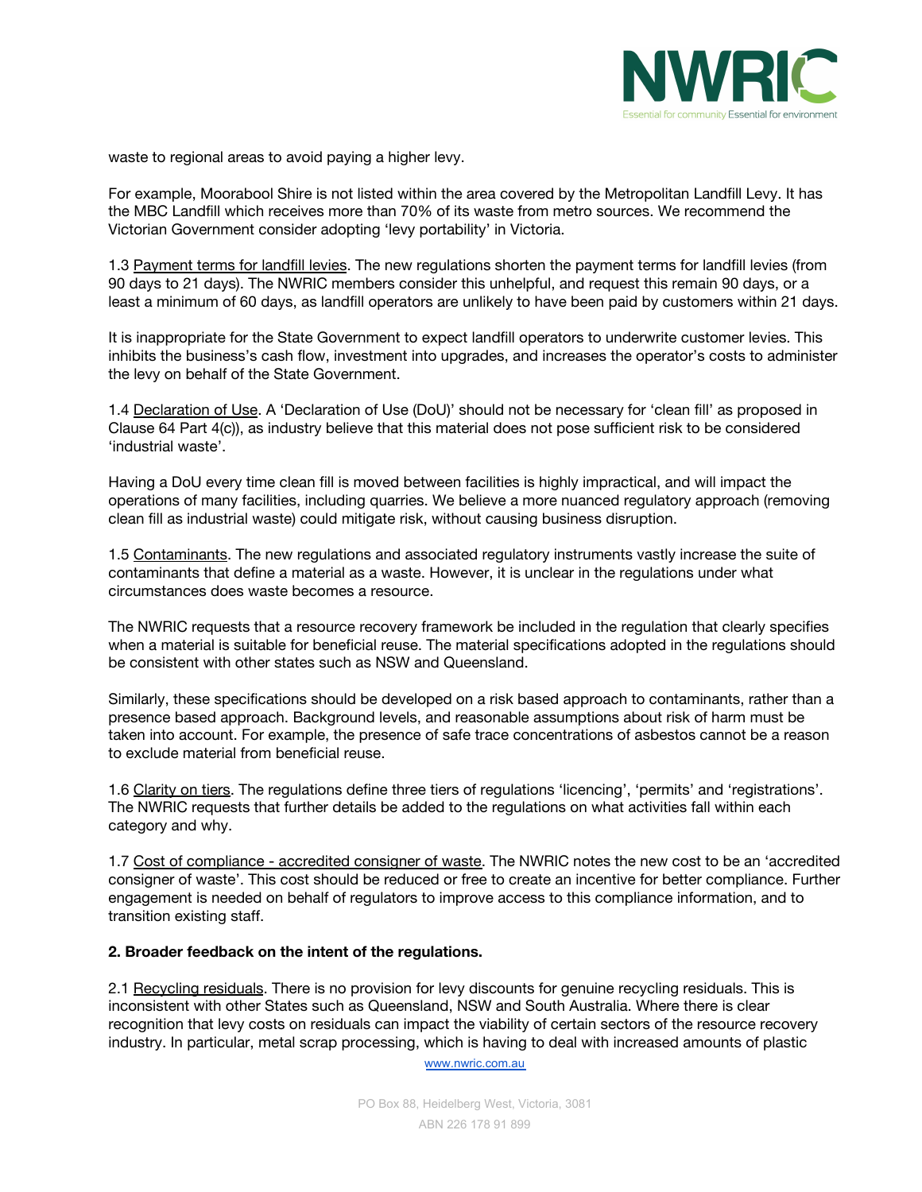waste to regional areas to avoid paying a higher levy.

For example, Moorabool Shire is not listed within the area covered by the Metropolitan Landfill Levy. It has the MBC Landfill which receives more than 70% of its waste from metro sources. We recommend the Victorian Government consider adopting 'levy portability' in Victoria.

1.3 Payment terms for landfill levies. The new regulations shorten the payment terms for landfill levies (from 90 days to 21 days). The NWRIC members consider this unhelpful, and request this remain 90 days, or a least a minimum of 60 days, as landfill operators are unlikely to have been paid by customers within 21 days.

It is inappropriate for the State Government to expect landfill operators to underwrite customer levies. This inhibits the business's cash flow, investment into upgrades, and increases the operator's costs to administer the levy on behalf of the State Government.

1.4 Declaration of Use. A 'Declaration of Use (DoU)' should not be necessary for 'clean fill' as proposed in Clause 64 Part 4(c)), as industry believe that this material does not pose sufficient risk to be considered 'industrial waste'.

Having a DoU every time clean fill is moved between facilities is highly impractical, and will impact the operations of many facilities, including quarries. We believe a more nuanced regulatory approach (removing clean fill as industrial waste) could mitigate risk, without causing business disruption.

1.5 Contaminants. The new regulations and associated regulatory instruments vastly increase the suite of contaminants that define a material as a waste. However, it is unclear in the regulations under what circumstances does waste becomes a resource.

The NWRIC requests that a resource recovery framework be included in the regulation that clearly specifies when a material is suitable for beneficial reuse. The material specifications adopted in the regulations should be consistent with other states such as NSW and Queensland.

Similarly, these specifications should be developed on a risk based approach to contaminants, rather than a presence based approach. Background levels, and reasonable assumptions about risk of harm must be taken into account. For example, the presence of safe trace concentrations of asbestos cannot be a reason to exclude material from beneficial reuse.

1.6 Clarity on tiers. The regulations define three tiers of regulations 'licencing', 'permits' and 'registrations'. The NWRIC requests that further details be added to the regulations on what activities fall within each category and why.

1.7 Cost of compliance - accredited consigner of waste. The NWRIC notes the new cost to be an 'accredited consigner of waste'. This cost should be reduced or free to create an incentive for better compliance. Further engagement is needed on behalf of regulators to improve access to this compliance information, and to transition existing staff.

**2. Broader feedback on the intent of the regulations.**

2.1 Recycling residuals. There is no provision for levy discounts for genuine recycling residuals. This is inconsistent with other States such as Queensland, NSW and South Australia. Where there is clear recognition that levy costs on residuals can impact the viability of certain sectors of the resource recovery industry. In particular, metal scrap processing, which is having to deal with increased amounts of plastic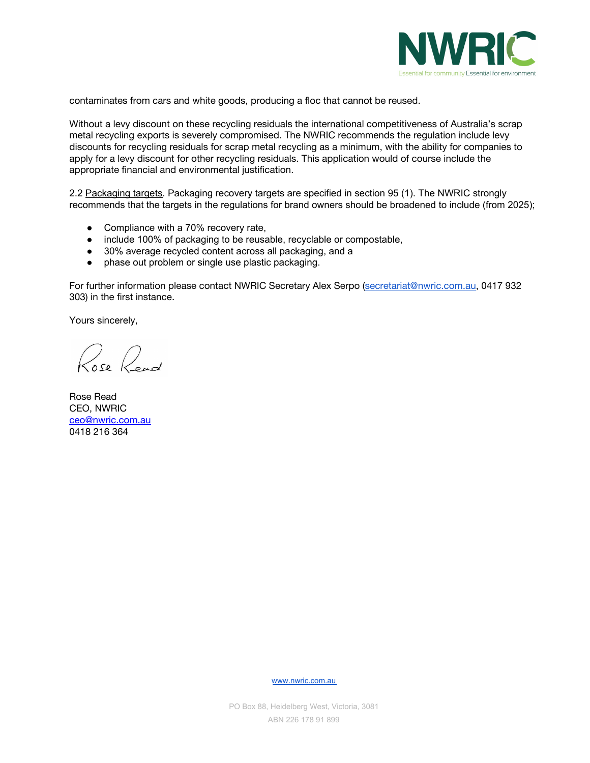contaminates from cars and white goods, producing a floc that cannot be reused.

Without a levy discount on these recycling residuals the international competitiveness of Australia's scrap metal recycling exports is severely compromised. The NWRIC recommends the regulation include levy discounts for recycling residuals for scrap metal recycling as a minimum, with the ability for companies to apply for a levy discount for other recycling residuals. This application would of course include the appropriate financial and environmental justification.

2.2 Packaging targets. Packaging recovery targets are specified in section 95 (1). The NWRIC strongly recommends that the targets in the regulations for brand owners should be broadened to include (from 2025);

- Compliance with a 70% recovery rate,
- include 100% of packaging to be reusable, recyclable or compostable,
- 30% average recycled content across all packaging, and a
- phase out problem or single use plastic packaging.

For further information please contact NWRIC Secretary Alex Serpo (secretariat@nwric.com.au, 0417 932 303) in the first instance.

Yours sincerely,

Rose Read
CEO, NWRIC
ceo@nwric.com.au
0418 216 364